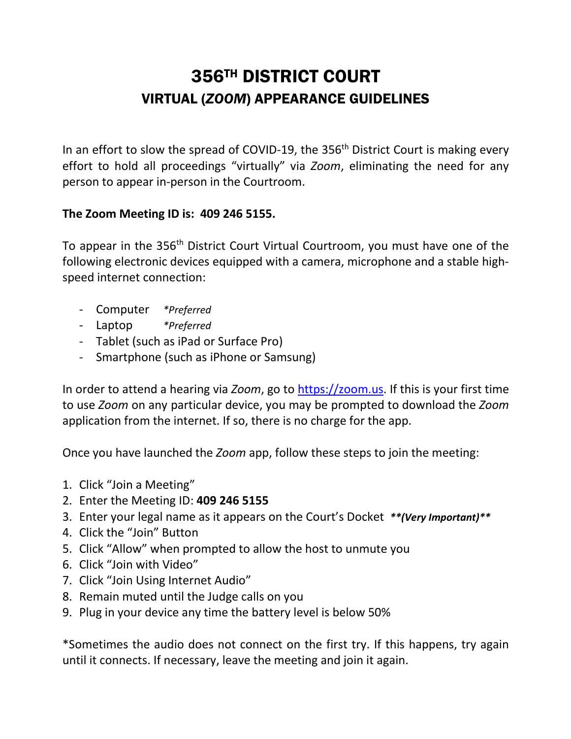# 356TH DISTRICT COURT
## VIRTUAL (*ZOOM*) APPEARANCE GUIDELINES

In an effort to slow the spread of COVID-19, the 356th District Court is making every effort to hold all proceedings "virtually" via *Zoom*, eliminating the need for any person to appear in-person in the Courtroom.

**The Zoom Meeting ID is: 409 246 5155.**

To appear in the 356th District Court Virtual Courtroom, you must have one of the following electronic devices equipped with a camera, microphone and a stable high-speed internet connection:

- Computer *\*Preferred*
- Laptop *\*Preferred*
- Tablet (such as iPad or Surface Pro)
- Smartphone (such as iPhone or Samsung)

In order to attend a hearing via *Zoom*, go to https://zoom.us. If this is your first time to use *Zoom* on any particular device, you may be prompted to download the *Zoom* application from the internet. If so, there is no charge for the app.

Once you have launched the *Zoom* app, follow these steps to join the meeting:

1. Click "Join a Meeting"
2. Enter the Meeting ID: **409 246 5155**
3. Enter your legal name as it appears on the Court's Docket ***\*\*(Very Important)\*\****
4. Click the "Join" Button
5. Click "Allow" when prompted to allow the host to unmute you
6. Click "Join with Video"
7. Click "Join Using Internet Audio"
8. Remain muted until the Judge calls on you
9. Plug in your device any time the battery level is below 50%

*Sometimes the audio does not connect on the first try. If this happens, try again until it connects. If necessary, leave the meeting and join it again.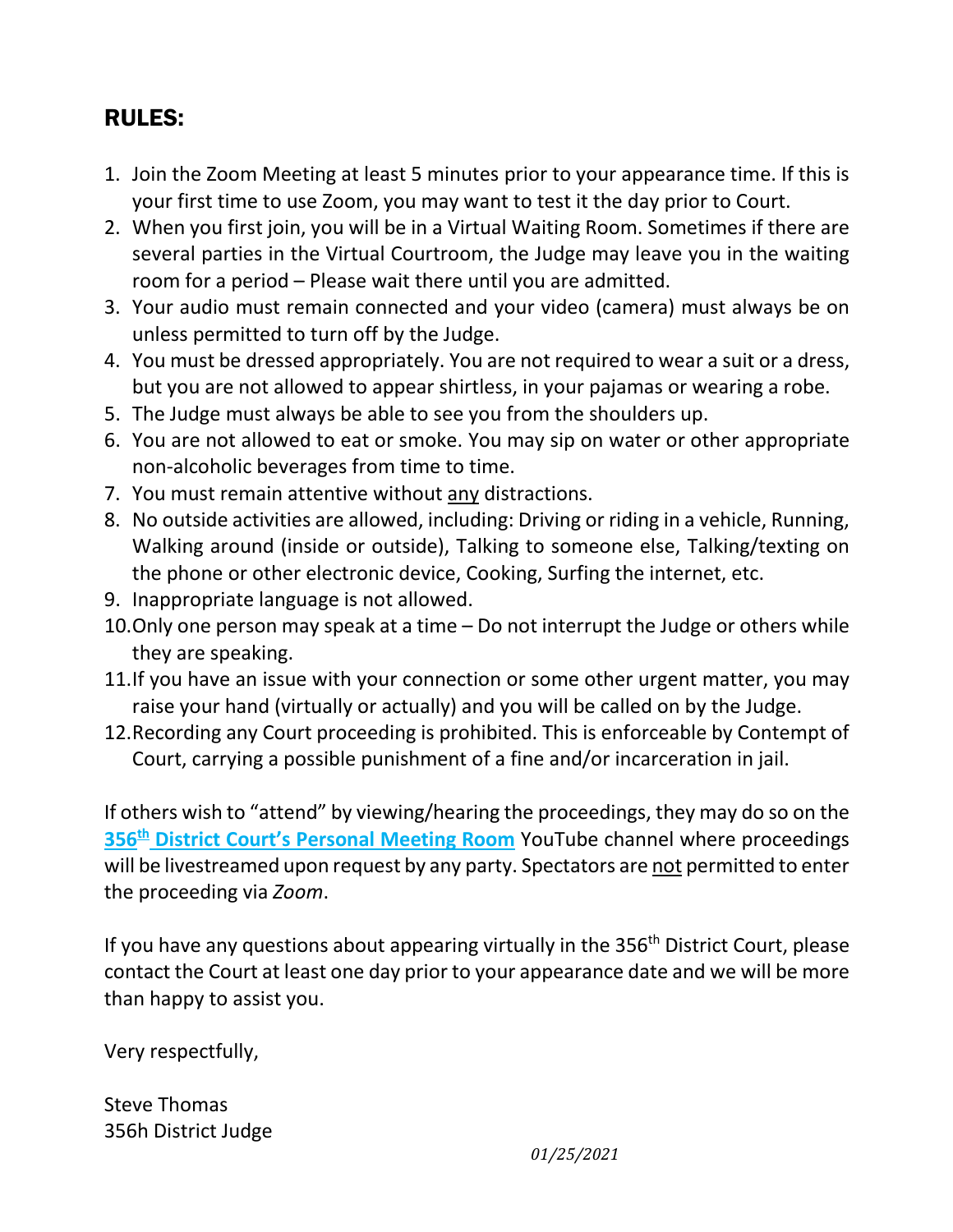## RULES:

1. Join the Zoom Meeting at least 5 minutes prior to your appearance time. If this is your first time to use Zoom, you may want to test it the day prior to Court.
2. When you first join, you will be in a Virtual Waiting Room. Sometimes if there are several parties in the Virtual Courtroom, the Judge may leave you in the waiting room for a period – Please wait there until you are admitted.
3. Your audio must remain connected and your video (camera) must always be on unless permitted to turn off by the Judge.
4. You must be dressed appropriately. You are not required to wear a suit or a dress, but you are not allowed to appear shirtless, in your pajamas or wearing a robe.
5. The Judge must always be able to see you from the shoulders up.
6. You are not allowed to eat or smoke. You may sip on water or other appropriate non-alcoholic beverages from time to time.
7. You must remain attentive without <u>any</u> distractions.
8. No outside activities are allowed, including: Driving or riding in a vehicle, Running, Walking around (inside or outside), Talking to someone else, Talking/texting on the phone or other electronic device, Cooking, Surfing the internet, etc.
9. Inappropriate language is not allowed.
10. Only one person may speak at a time – Do not interrupt the Judge or others while they are speaking.
11. If you have an issue with your connection or some other urgent matter, you may raise your hand (virtually or actually) and you will be called on by the Judge.
12. Recording any Court proceeding is prohibited. This is enforceable by Contempt of Court, carrying a possible punishment of a fine and/or incarceration in jail.

If others wish to "attend" by viewing/hearing the proceedings, they may do so on the **356th District Court's Personal Meeting Room** YouTube channel where proceedings will be livestreamed upon request by any party. Spectators are <u>not</u> permitted to enter the proceeding via *Zoom*.

If you have any questions about appearing virtually in the 356th District Court, please contact the Court at least one day prior to your appearance date and we will be more than happy to assist you.

Very respectfully,

Steve Thomas
356h District Judge

*01/25/2021*